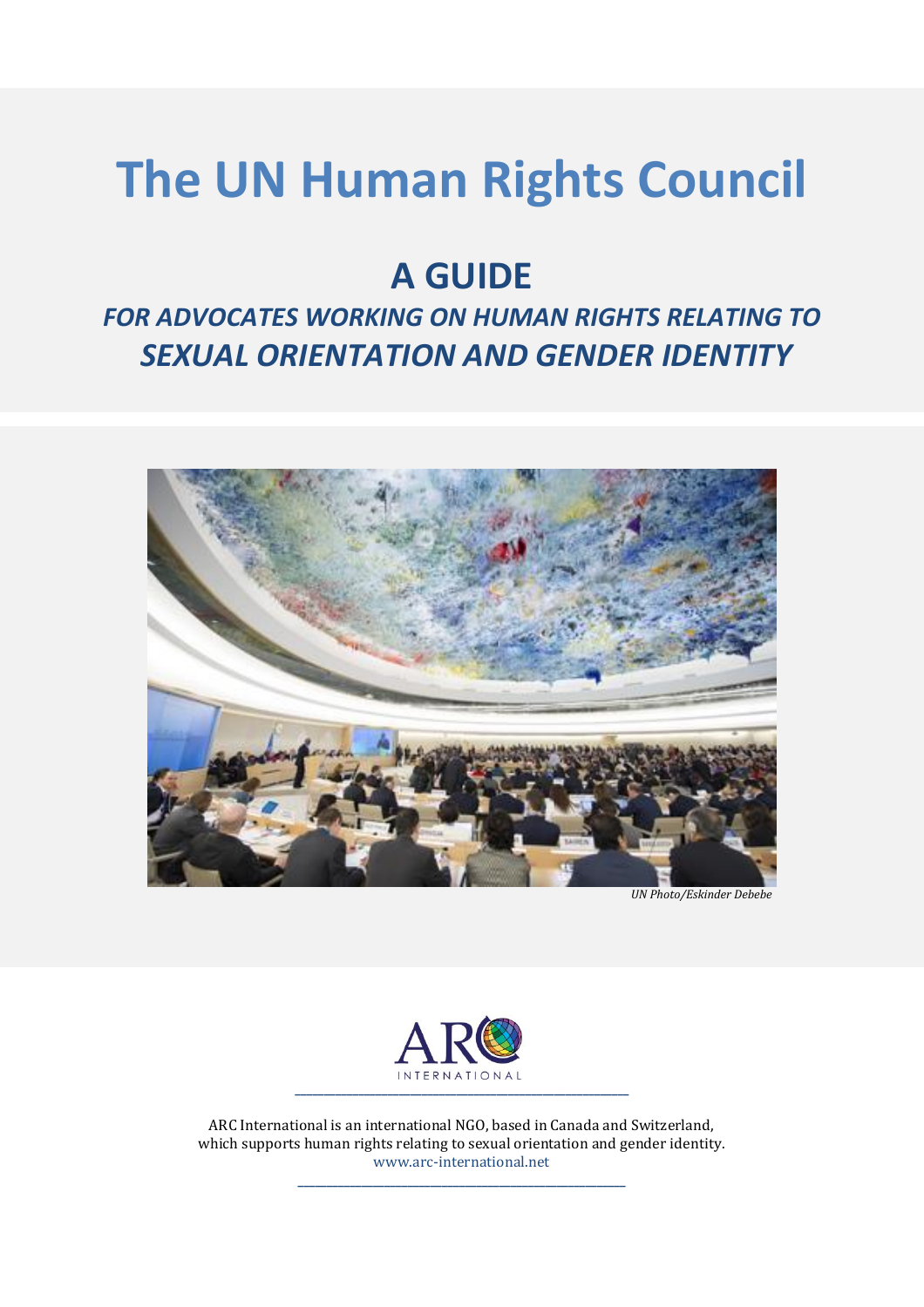# The UN Human Rights Council

## A GUIDE

### *FOR ADVOCATES WORKING ON HUMAN RIGHTS RELATING TO SEXUAL ORIENTATION AND GENDER IDENTITY*

*UN Photo/Eskinder Debebe*

ARC INTERNATIONAL

---

ARC International is an international NGO, based in Canada and Switzerland, which supports human rights relating to sexual orientation and gender identity.
www.arc-international.net

---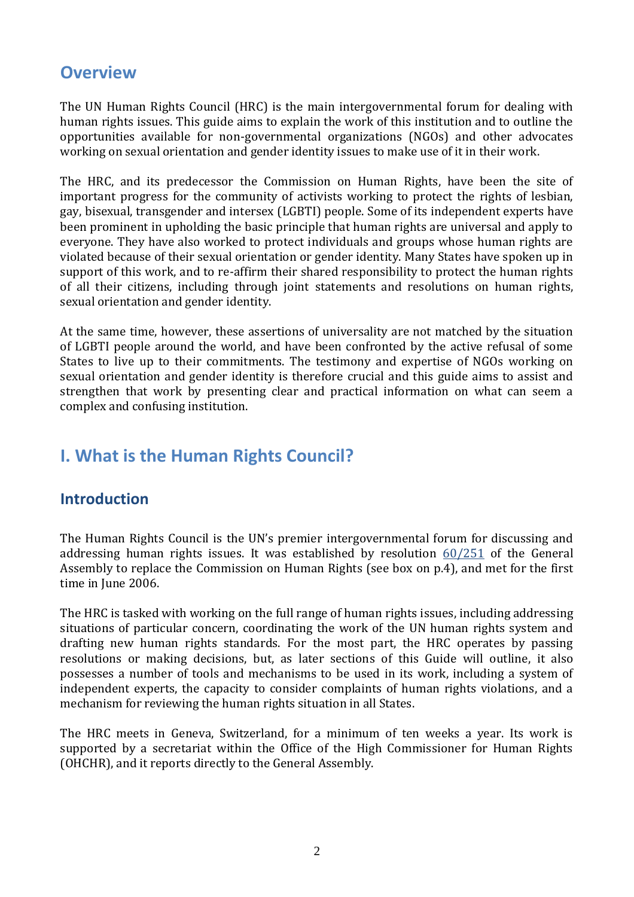## Overview

The UN Human Rights Council (HRC) is the main intergovernmental forum for dealing with human rights issues. This guide aims to explain the work of this institution and to outline the opportunities available for non-governmental organizations (NGOs) and other advocates working on sexual orientation and gender identity issues to make use of it in their work.

The HRC, and its predecessor the Commission on Human Rights, have been the site of important progress for the community of activists working to protect the rights of lesbian, gay, bisexual, transgender and intersex (LGBTI) people. Some of its independent experts have been prominent in upholding the basic principle that human rights are universal and apply to everyone. They have also worked to protect individuals and groups whose human rights are violated because of their sexual orientation or gender identity. Many States have spoken up in support of this work, and to re-affirm their shared responsibility to protect the human rights of all their citizens, including through joint statements and resolutions on human rights, sexual orientation and gender identity.

At the same time, however, these assertions of universality are not matched by the situation of LGBTI people around the world, and have been confronted by the active refusal of some States to live up to their commitments. The testimony and expertise of NGOs working on sexual orientation and gender identity is therefore crucial and this guide aims to assist and strengthen that work by presenting clear and practical information on what can seem a complex and confusing institution.

## I. What is the Human Rights Council?

### Introduction

The Human Rights Council is the UN's premier intergovernmental forum for discussing and addressing human rights issues. It was established by resolution 60/251 of the General Assembly to replace the Commission on Human Rights (see box on p.4), and met for the first time in June 2006.

The HRC is tasked with working on the full range of human rights issues, including addressing situations of particular concern, coordinating the work of the UN human rights system and drafting new human rights standards. For the most part, the HRC operates by passing resolutions or making decisions, but, as later sections of this Guide will outline, it also possesses a number of tools and mechanisms to be used in its work, including a system of independent experts, the capacity to consider complaints of human rights violations, and a mechanism for reviewing the human rights situation in all States.

The HRC meets in Geneva, Switzerland, for a minimum of ten weeks a year. Its work is supported by a secretariat within the Office of the High Commissioner for Human Rights (OHCHR), and it reports directly to the General Assembly.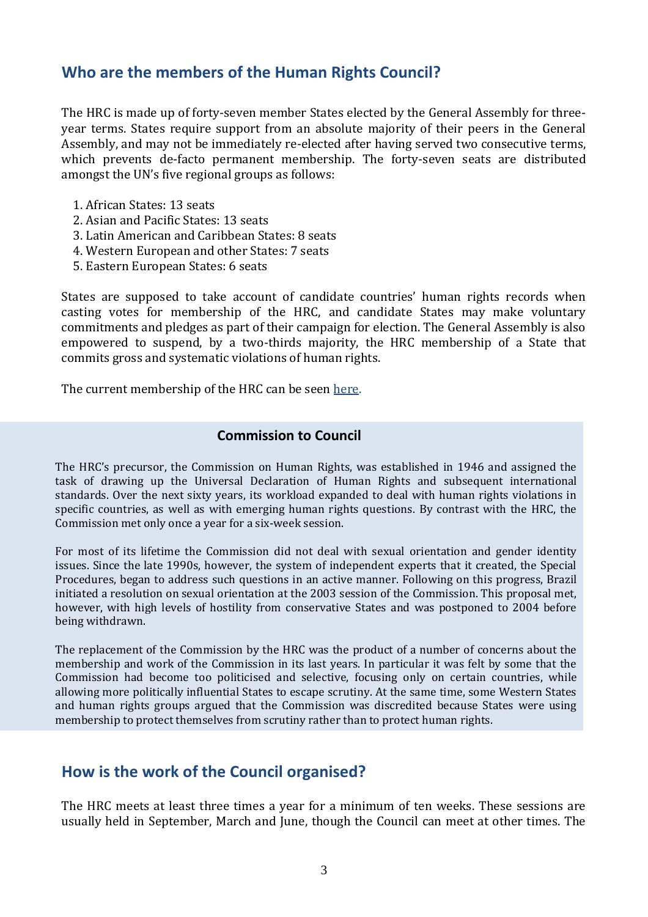## Who are the members of the Human Rights Council?

The HRC is made up of forty-seven member States elected by the General Assembly for three-year terms. States require support from an absolute majority of their peers in the General Assembly, and may not be immediately re-elected after having served two consecutive terms, which prevents de-facto permanent membership. The forty-seven seats are distributed amongst the UN's five regional groups as follows:

1. African States: 13 seats
2. Asian and Pacific States: 13 seats
3. Latin American and Caribbean States: 8 seats
4. Western European and other States: 7 seats
5. Eastern European States: 6 seats

States are supposed to take account of candidate countries' human rights records when casting votes for membership of the HRC, and candidate States may make voluntary commitments and pledges as part of their campaign for election. The General Assembly is also empowered to suspend, by a two-thirds majority, the HRC membership of a State that commits gross and systematic violations of human rights.

The current membership of the HRC can be seen here.

### Commission to Council

The HRC's precursor, the Commission on Human Rights, was established in 1946 and assigned the task of drawing up the Universal Declaration of Human Rights and subsequent international standards. Over the next sixty years, its workload expanded to deal with human rights violations in specific countries, as well as with emerging human rights questions. By contrast with the HRC, the Commission met only once a year for a six-week session.

For most of its lifetime the Commission did not deal with sexual orientation and gender identity issues. Since the late 1990s, however, the system of independent experts that it created, the Special Procedures, began to address such questions in an active manner. Following on this progress, Brazil initiated a resolution on sexual orientation at the 2003 session of the Commission. This proposal met, however, with high levels of hostility from conservative States and was postponed to 2004 before being withdrawn.

The replacement of the Commission by the HRC was the product of a number of concerns about the membership and work of the Commission in its last years. In particular it was felt by some that the Commission had become too politicised and selective, focusing only on certain countries, while allowing more politically influential States to escape scrutiny. At the same time, some Western States and human rights groups argued that the Commission was discredited because States were using membership to protect themselves from scrutiny rather than to protect human rights.

## How is the work of the Council organised?

The HRC meets at least three times a year for a minimum of ten weeks. These sessions are usually held in September, March and June, though the Council can meet at other times. The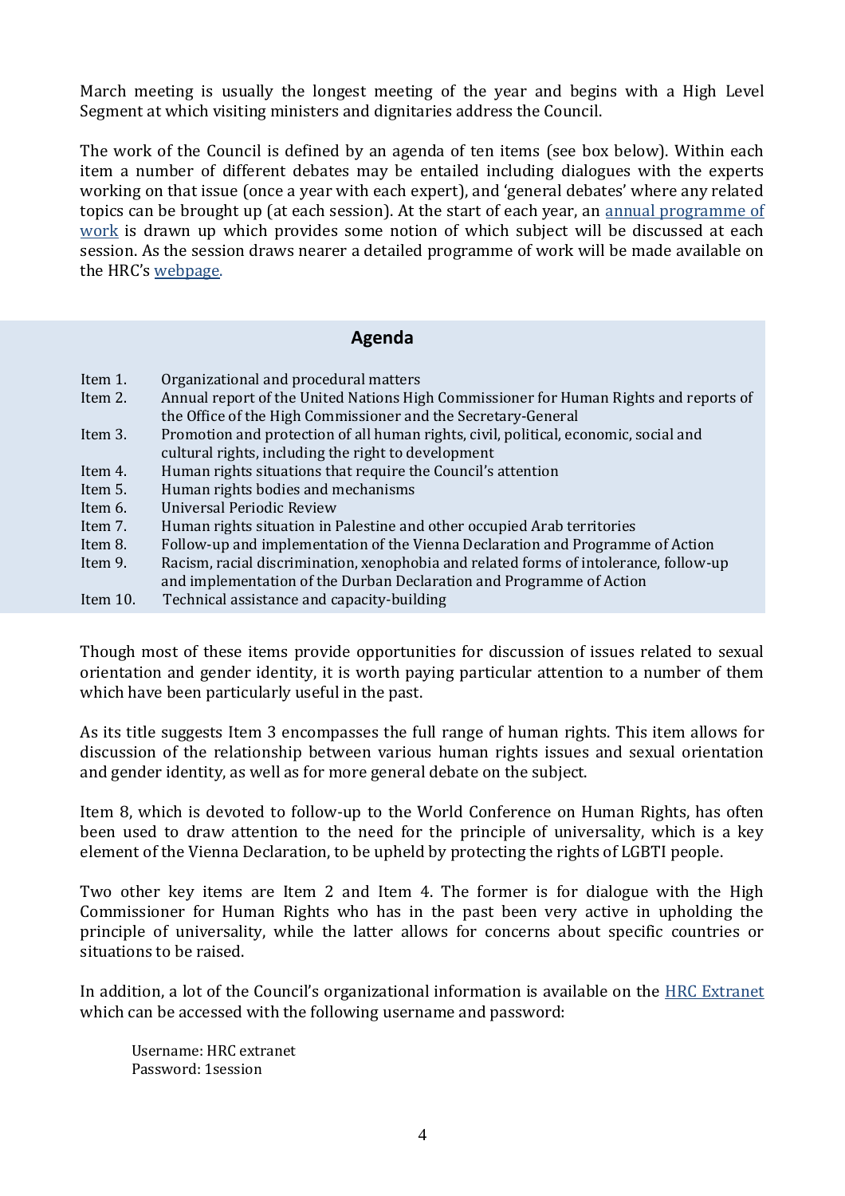March meeting is usually the longest meeting of the year and begins with a High Level Segment at which visiting ministers and dignitaries address the Council.

The work of the Council is defined by an agenda of ten items (see box below). Within each item a number of different debates may be entailed including dialogues with the experts working on that issue (once a year with each expert), and 'general debates' where any related topics can be brought up (at each session). At the start of each year, an [annual programme of work]() is drawn up which provides some notion of which subject will be discussed at each session. As the session draws nearer a detailed programme of work will be made available on the HRC's [webpage]().

## Agenda

| | |
|---|---|
| Item 1. | Organizational and procedural matters |
| Item 2. | Annual report of the United Nations High Commissioner for Human Rights and reports of the Office of the High Commissioner and the Secretary-General |
| Item 3. | Promotion and protection of all human rights, civil, political, economic, social and cultural rights, including the right to development |
| Item 4. | Human rights situations that require the Council's attention |
| Item 5. | Human rights bodies and mechanisms |
| Item 6. | Universal Periodic Review |
| Item 7. | Human rights situation in Palestine and other occupied Arab territories |
| Item 8. | Follow-up and implementation of the Vienna Declaration and Programme of Action |
| Item 9. | Racism, racial discrimination, xenophobia and related forms of intolerance, follow-up and implementation of the Durban Declaration and Programme of Action |
| Item 10. | Technical assistance and capacity-building |

Though most of these items provide opportunities for discussion of issues related to sexual orientation and gender identity, it is worth paying particular attention to a number of them which have been particularly useful in the past.

As its title suggests Item 3 encompasses the full range of human rights. This item allows for discussion of the relationship between various human rights issues and sexual orientation and gender identity, as well as for more general debate on the subject.

Item 8, which is devoted to follow-up to the World Conference on Human Rights, has often been used to draw attention to the need for the principle of universality, which is a key element of the Vienna Declaration, to be upheld by protecting the rights of LGBTI people.

Two other key items are Item 2 and Item 4. The former is for dialogue with the High Commissioner for Human Rights who has in the past been very active in upholding the principle of universality, while the latter allows for concerns about specific countries or situations to be raised.

In addition, a lot of the Council's organizational information is available on the [HRC Extranet]() which can be accessed with the following username and password:

Username: HRC extranet
Password: 1session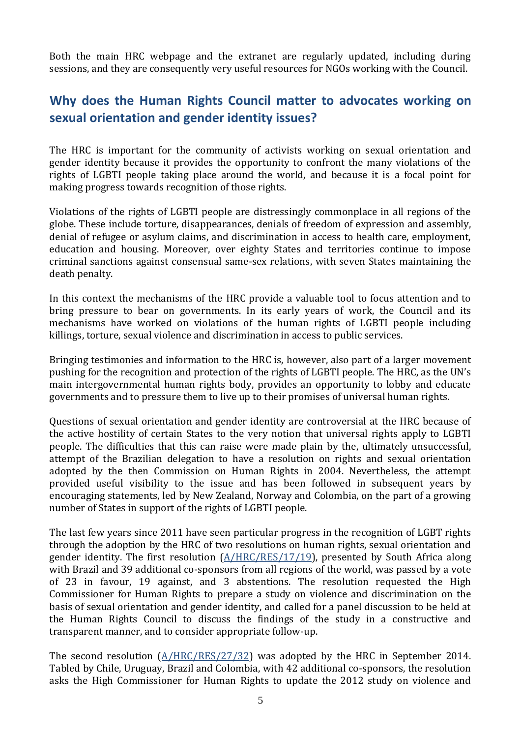Both the main HRC webpage and the extranet are regularly updated, including during sessions, and they are consequently very useful resources for NGOs working with the Council.

## Why does the Human Rights Council matter to advocates working on sexual orientation and gender identity issues?

The HRC is important for the community of activists working on sexual orientation and gender identity because it provides the opportunity to confront the many violations of the rights of LGBTI people taking place around the world, and because it is a focal point for making progress towards recognition of those rights.

Violations of the rights of LGBTI people are distressingly commonplace in all regions of the globe. These include torture, disappearances, denials of freedom of expression and assembly, denial of refugee or asylum claims, and discrimination in access to health care, employment, education and housing. Moreover, over eighty States and territories continue to impose criminal sanctions against consensual same-sex relations, with seven States maintaining the death penalty.

In this context the mechanisms of the HRC provide a valuable tool to focus attention and to bring pressure to bear on governments. In its early years of work, the Council and its mechanisms have worked on violations of the human rights of LGBTI people including killings, torture, sexual violence and discrimination in access to public services.

Bringing testimonies and information to the HRC is, however, also part of a larger movement pushing for the recognition and protection of the rights of LGBTI people. The HRC, as the UN's main intergovernmental human rights body, provides an opportunity to lobby and educate governments and to pressure them to live up to their promises of universal human rights.

Questions of sexual orientation and gender identity are controversial at the HRC because of the active hostility of certain States to the very notion that universal rights apply to LGBTI people. The difficulties that this can raise were made plain by the, ultimately unsuccessful, attempt of the Brazilian delegation to have a resolution on rights and sexual orientation adopted by the then Commission on Human Rights in 2004. Nevertheless, the attempt provided useful visibility to the issue and has been followed in subsequent years by encouraging statements, led by New Zealand, Norway and Colombia, on the part of a growing number of States in support of the rights of LGBTI people.

The last few years since 2011 have seen particular progress in the recognition of LGBT rights through the adoption by the HRC of two resolutions on human rights, sexual orientation and gender identity. The first resolution (A/HRC/RES/17/19), presented by South Africa along with Brazil and 39 additional co-sponsors from all regions of the world, was passed by a vote of 23 in favour, 19 against, and 3 abstentions. The resolution requested the High Commissioner for Human Rights to prepare a study on violence and discrimination on the basis of sexual orientation and gender identity, and called for a panel discussion to be held at the Human Rights Council to discuss the findings of the study in a constructive and transparent manner, and to consider appropriate follow-up.

The second resolution (A/HRC/RES/27/32) was adopted by the HRC in September 2014. Tabled by Chile, Uruguay, Brazil and Colombia, with 42 additional co-sponsors, the resolution asks the High Commissioner for Human Rights to update the 2012 study on violence and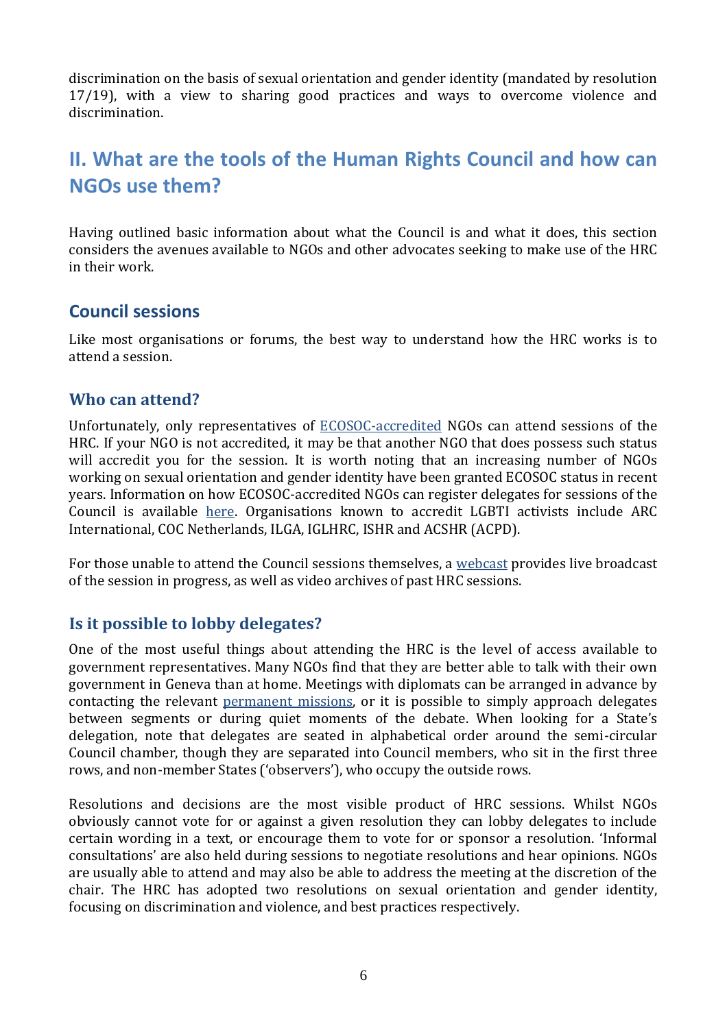discrimination on the basis of sexual orientation and gender identity (mandated by resolution 17/19), with a view to sharing good practices and ways to overcome violence and discrimination.

## II. What are the tools of the Human Rights Council and how can NGOs use them?

Having outlined basic information about what the Council is and what it does, this section considers the avenues available to NGOs and other advocates seeking to make use of the HRC in their work.

### Council sessions

Like most organisations or forums, the best way to understand how the HRC works is to attend a session.

#### Who can attend?

Unfortunately, only representatives of ECOSOC-accredited NGOs can attend sessions of the HRC. If your NGO is not accredited, it may be that another NGO that does possess such status will accredit you for the session. It is worth noting that an increasing number of NGOs working on sexual orientation and gender identity have been granted ECOSOC status in recent years. Information on how ECOSOC-accredited NGOs can register delegates for sessions of the Council is available here. Organisations known to accredit LGBTI activists include ARC International, COC Netherlands, ILGA, IGLHRC, ISHR and ACSHR (ACPD).

For those unable to attend the Council sessions themselves, a webcast provides live broadcast of the session in progress, as well as video archives of past HRC sessions.

#### Is it possible to lobby delegates?

One of the most useful things about attending the HRC is the level of access available to government representatives. Many NGOs find that they are better able to talk with their own government in Geneva than at home. Meetings with diplomats can be arranged in advance by contacting the relevant permanent missions, or it is possible to simply approach delegates between segments or during quiet moments of the debate. When looking for a State's delegation, note that delegates are seated in alphabetical order around the semi-circular Council chamber, though they are separated into Council members, who sit in the first three rows, and non-member States ('observers'), who occupy the outside rows.

Resolutions and decisions are the most visible product of HRC sessions. Whilst NGOs obviously cannot vote for or against a given resolution they can lobby delegates to include certain wording in a text, or encourage them to vote for or sponsor a resolution. 'Informal consultations' are also held during sessions to negotiate resolutions and hear opinions. NGOs are usually able to attend and may also be able to address the meeting at the discretion of the chair. The HRC has adopted two resolutions on sexual orientation and gender identity, focusing on discrimination and violence, and best practices respectively.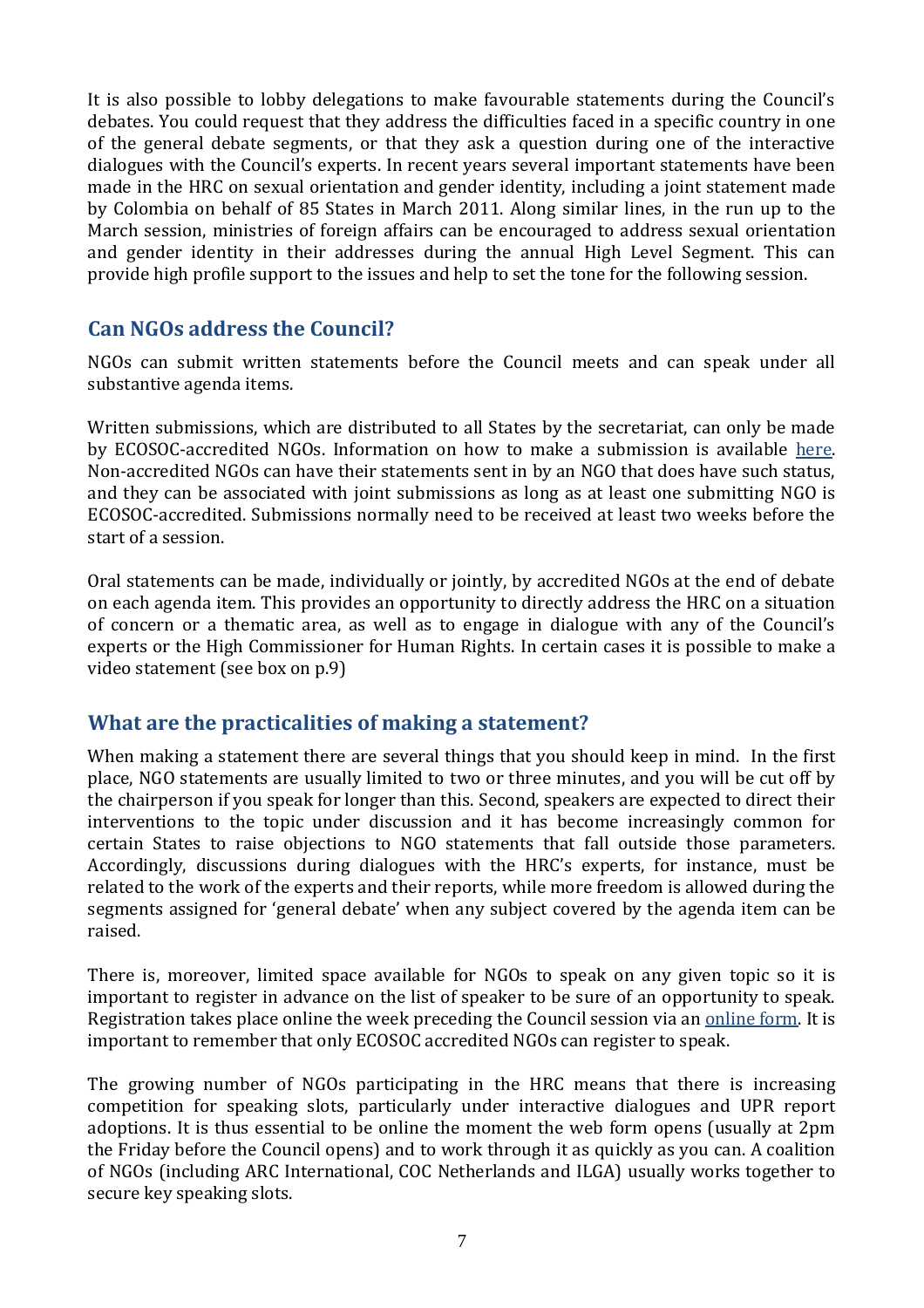It is also possible to lobby delegations to make favourable statements during the Council's debates. You could request that they address the difficulties faced in a specific country in one of the general debate segments, or that they ask a question during one of the interactive dialogues with the Council's experts. In recent years several important statements have been made in the HRC on sexual orientation and gender identity, including a joint statement made by Colombia on behalf of 85 States in March 2011. Along similar lines, in the run up to the March session, ministries of foreign affairs can be encouraged to address sexual orientation and gender identity in their addresses during the annual High Level Segment. This can provide high profile support to the issues and help to set the tone for the following session.

## Can NGOs address the Council?

NGOs can submit written statements before the Council meets and can speak under all substantive agenda items.

Written submissions, which are distributed to all States by the secretariat, can only be made by ECOSOC-accredited NGOs. Information on how to make a submission is available here. Non-accredited NGOs can have their statements sent in by an NGO that does have such status, and they can be associated with joint submissions as long as at least one submitting NGO is ECOSOC-accredited. Submissions normally need to be received at least two weeks before the start of a session.

Oral statements can be made, individually or jointly, by accredited NGOs at the end of debate on each agenda item. This provides an opportunity to directly address the HRC on a situation of concern or a thematic area, as well as to engage in dialogue with any of the Council's experts or the High Commissioner for Human Rights. In certain cases it is possible to make a video statement (see box on p.9)

## What are the practicalities of making a statement?

When making a statement there are several things that you should keep in mind. In the first place, NGO statements are usually limited to two or three minutes, and you will be cut off by the chairperson if you speak for longer than this. Second, speakers are expected to direct their interventions to the topic under discussion and it has become increasingly common for certain States to raise objections to NGO statements that fall outside those parameters. Accordingly, discussions during dialogues with the HRC's experts, for instance, must be related to the work of the experts and their reports, while more freedom is allowed during the segments assigned for 'general debate' when any subject covered by the agenda item can be raised.

There is, moreover, limited space available for NGOs to speak on any given topic so it is important to register in advance on the list of speaker to be sure of an opportunity to speak. Registration takes place online the week preceding the Council session via an online form. It is important to remember that only ECOSOC accredited NGOs can register to speak.

The growing number of NGOs participating in the HRC means that there is increasing competition for speaking slots, particularly under interactive dialogues and UPR report adoptions. It is thus essential to be online the moment the web form opens (usually at 2pm the Friday before the Council opens) and to work through it as quickly as you can. A coalition of NGOs (including ARC International, COC Netherlands and ILGA) usually works together to secure key speaking slots.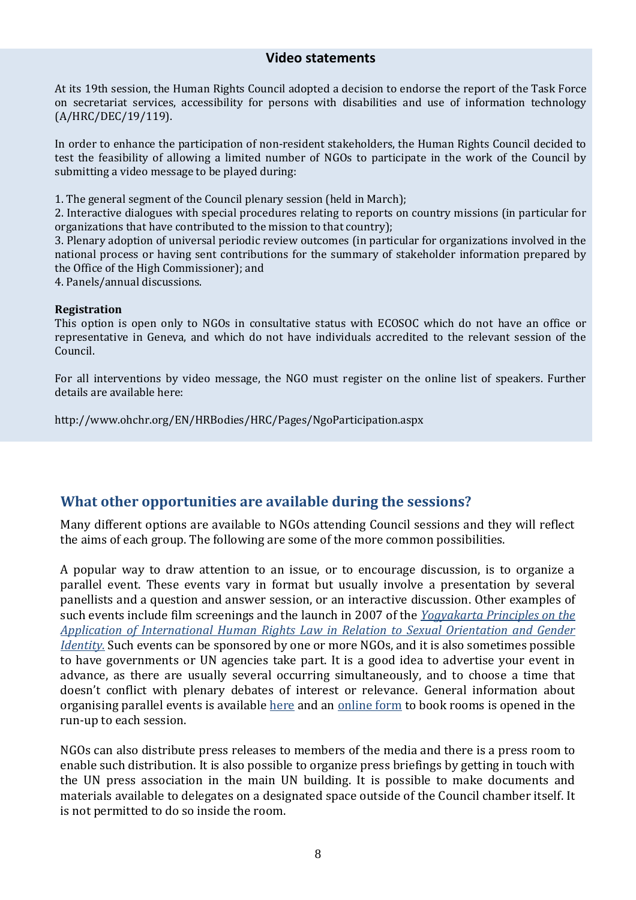## Video statements

At its 19th session, the Human Rights Council adopted a decision to endorse the report of the Task Force on secretariat services, accessibility for persons with disabilities and use of information technology (A/HRC/DEC/19/119).

In order to enhance the participation of non-resident stakeholders, the Human Rights Council decided to test the feasibility of allowing a limited number of NGOs to participate in the work of the Council by submitting a video message to be played during:

1. The general segment of the Council plenary session (held in March);
2. Interactive dialogues with special procedures relating to reports on country missions (in particular for organizations that have contributed to the mission to that country);
3. Plenary adoption of universal periodic review outcomes (in particular for organizations involved in the national process or having sent contributions for the summary of stakeholder information prepared by the Office of the High Commissioner); and
4. Panels/annual discussions.

**Registration**
This option is open only to NGOs in consultative status with ECOSOC which do not have an office or representative in Geneva, and which do not have individuals accredited to the relevant session of the Council.

For all interventions by video message, the NGO must register on the online list of speakers. Further details are available here:

http://www.ohchr.org/EN/HRBodies/HRC/Pages/NgoParticipation.aspx

## What other opportunities are available during the sessions?

Many different options are available to NGOs attending Council sessions and they will reflect the aims of each group. The following are some of the more common possibilities.

A popular way to draw attention to an issue, or to encourage discussion, is to organize a parallel event. These events vary in format but usually involve a presentation by several panellists and a question and answer session, or an interactive discussion. Other examples of such events include film screenings and the launch in 2007 of the *Yogyakarta Principles on the Application of International Human Rights Law in Relation to Sexual Orientation and Gender Identity.* Such events can be sponsored by one or more NGOs, and it is also sometimes possible to have governments or UN agencies take part. It is a good idea to advertise your event in advance, as there are usually several occurring simultaneously, and to choose a time that doesn't conflict with plenary debates of interest or relevance. General information about organising parallel events is available here and an online form to book rooms is opened in the run-up to each session.

NGOs can also distribute press releases to members of the media and there is a press room to enable such distribution. It is also possible to organize press briefings by getting in touch with the UN press association in the main UN building. It is possible to make documents and materials available to delegates on a designated space outside of the Council chamber itself. It is not permitted to do so inside the room.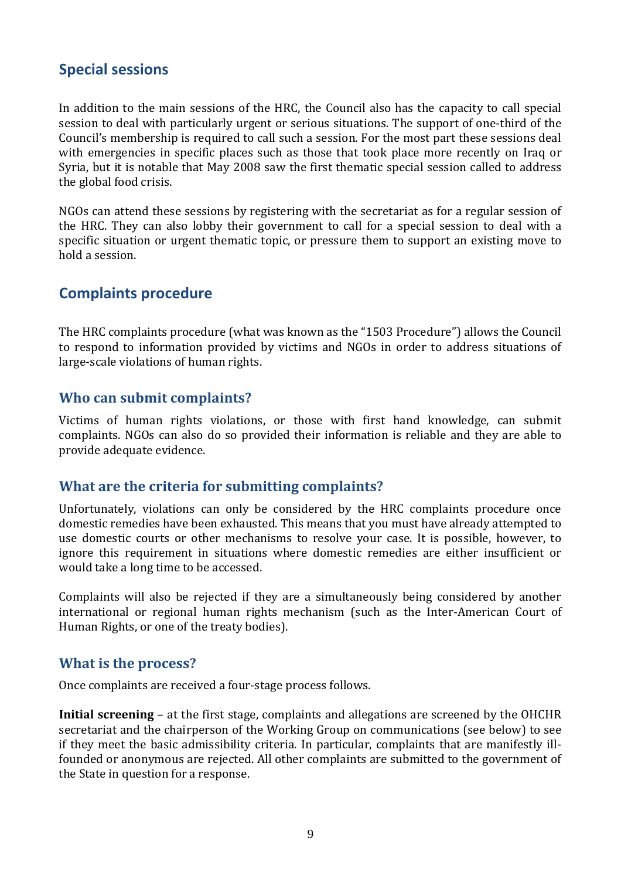## Special sessions

In addition to the main sessions of the HRC, the Council also has the capacity to call special session to deal with particularly urgent or serious situations. The support of one-third of the Council's membership is required to call such a session. For the most part these sessions deal with emergencies in specific places such as those that took place more recently on Iraq or Syria, but it is notable that May 2008 saw the first thematic special session called to address the global food crisis.

NGOs can attend these sessions by registering with the secretariat as for a regular session of the HRC. They can also lobby their government to call for a special session to deal with a specific situation or urgent thematic topic, or pressure them to support an existing move to hold a session.

## Complaints procedure

The HRC complaints procedure (what was known as the "1503 Procedure") allows the Council to respond to information provided by victims and NGOs in order to address situations of large-scale violations of human rights.

### Who can submit complaints?

Victims of human rights violations, or those with first hand knowledge, can submit complaints. NGOs can also do so provided their information is reliable and they are able to provide adequate evidence.

### What are the criteria for submitting complaints?

Unfortunately, violations can only be considered by the HRC complaints procedure once domestic remedies have been exhausted. This means that you must have already attempted to use domestic courts or other mechanisms to resolve your case. It is possible, however, to ignore this requirement in situations where domestic remedies are either insufficient or would take a long time to be accessed.

Complaints will also be rejected if they are a simultaneously being considered by another international or regional human rights mechanism (such as the Inter-American Court of Human Rights, or one of the treaty bodies).

### What is the process?

Once complaints are received a four-stage process follows.

**Initial screening** – at the first stage, complaints and allegations are screened by the OHCHR secretariat and the chairperson of the Working Group on communications (see below) to see if they meet the basic admissibility criteria. In particular, complaints that are manifestly ill-founded or anonymous are rejected. All other complaints are submitted to the government of the State in question for a response.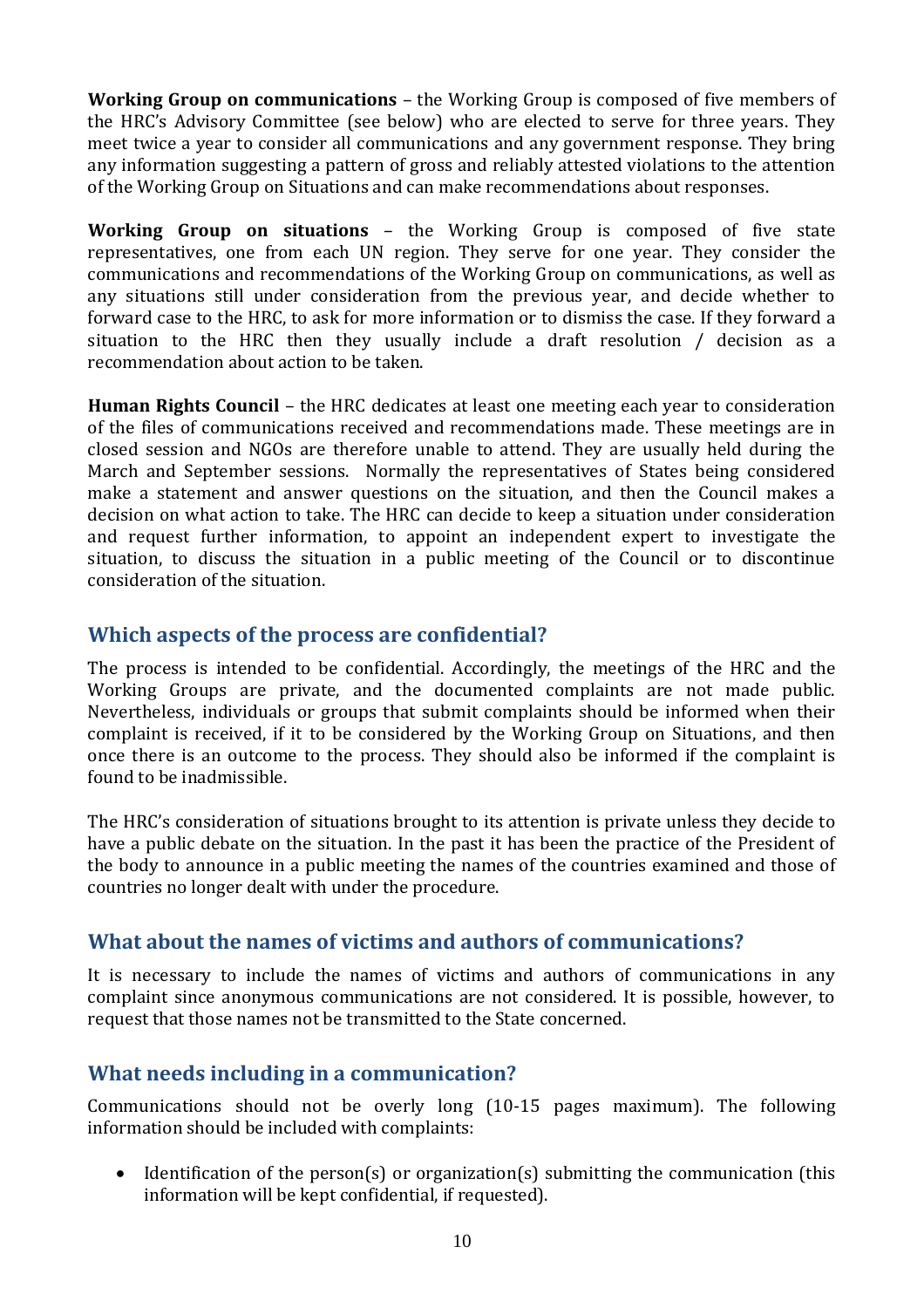**Working Group on communications** – the Working Group is composed of five members of the HRC's Advisory Committee (see below) who are elected to serve for three years. They meet twice a year to consider all communications and any government response. They bring any information suggesting a pattern of gross and reliably attested violations to the attention of the Working Group on Situations and can make recommendations about responses.

**Working Group on situations** – the Working Group is composed of five state representatives, one from each UN region. They serve for one year. They consider the communications and recommendations of the Working Group on communications, as well as any situations still under consideration from the previous year, and decide whether to forward case to the HRC, to ask for more information or to dismiss the case. If they forward a situation to the HRC then they usually include a draft resolution / decision as a recommendation about action to be taken.

**Human Rights Council** – the HRC dedicates at least one meeting each year to consideration of the files of communications received and recommendations made. These meetings are in closed session and NGOs are therefore unable to attend. They are usually held during the March and September sessions. Normally the representatives of States being considered make a statement and answer questions on the situation, and then the Council makes a decision on what action to take. The HRC can decide to keep a situation under consideration and request further information, to appoint an independent expert to investigate the situation, to discuss the situation in a public meeting of the Council or to discontinue consideration of the situation.

## Which aspects of the process are confidential?

The process is intended to be confidential. Accordingly, the meetings of the HRC and the Working Groups are private, and the documented complaints are not made public. Nevertheless, individuals or groups that submit complaints should be informed when their complaint is received, if it to be considered by the Working Group on Situations, and then once there is an outcome to the process. They should also be informed if the complaint is found to be inadmissible.

The HRC's consideration of situations brought to its attention is private unless they decide to have a public debate on the situation. In the past it has been the practice of the President of the body to announce in a public meeting the names of the countries examined and those of countries no longer dealt with under the procedure.

## What about the names of victims and authors of communications?

It is necessary to include the names of victims and authors of communications in any complaint since anonymous communications are not considered. It is possible, however, to request that those names not be transmitted to the State concerned.

## What needs including in a communication?

Communications should not be overly long (10-15 pages maximum). The following information should be included with complaints:

- Identification of the person(s) or organization(s) submitting the communication (this information will be kept confidential, if requested).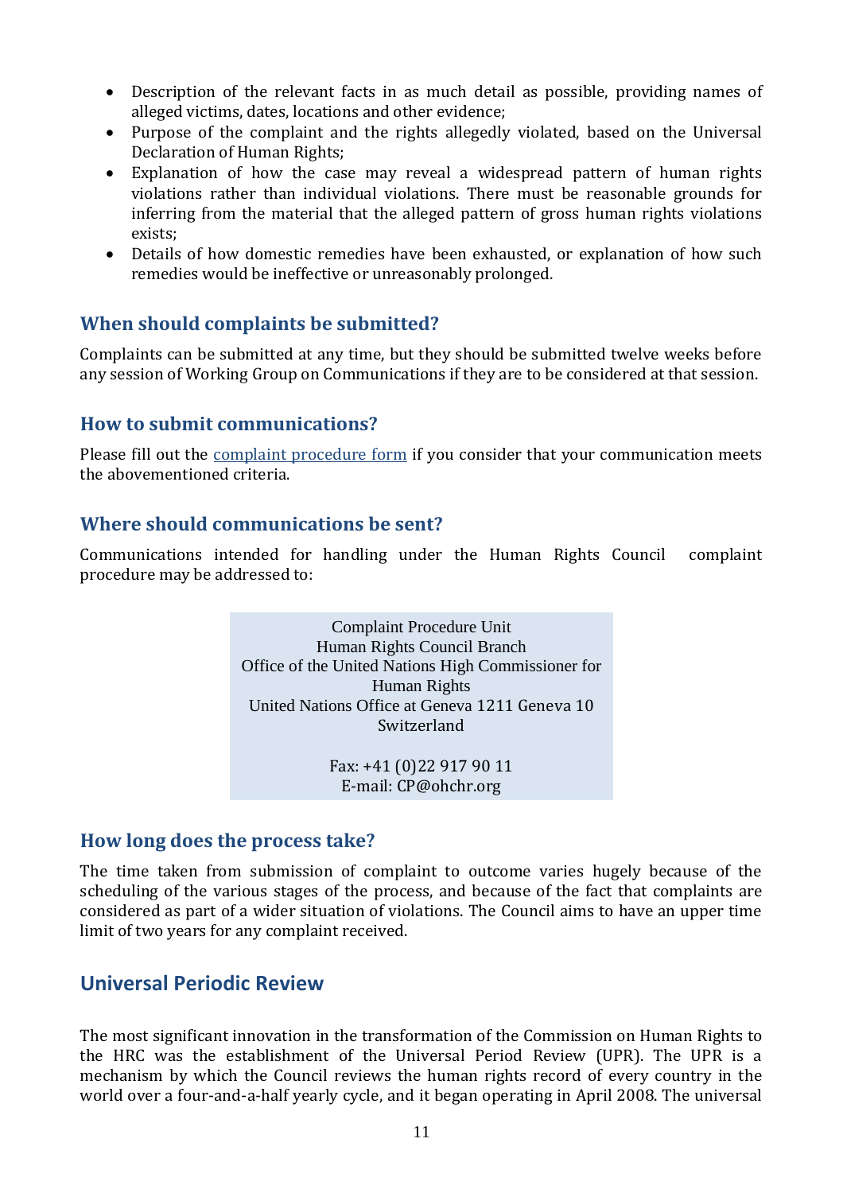- Description of the relevant facts in as much detail as possible, providing names of alleged victims, dates, locations and other evidence;
- Purpose of the complaint and the rights allegedly violated, based on the Universal Declaration of Human Rights;
- Explanation of how the case may reveal a widespread pattern of human rights violations rather than individual violations. There must be reasonable grounds for inferring from the material that the alleged pattern of gross human rights violations exists;
- Details of how domestic remedies have been exhausted, or explanation of how such remedies would be ineffective or unreasonably prolonged.

### When should complaints be submitted?

Complaints can be submitted at any time, but they should be submitted twelve weeks before any session of Working Group on Communications if they are to be considered at that session.

### How to submit communications?

Please fill out the [complaint procedure form]() if you consider that your communication meets the abovementioned criteria.

### Where should communications be sent?

Communications intended for handling under the Human Rights Council complaint procedure may be addressed to:

Complaint Procedure Unit
Human Rights Council Branch
Office of the United Nations High Commissioner for Human Rights
United Nations Office at Geneva 1211 Geneva 10
Switzerland

Fax: +41 (0)22 917 90 11
E-mail: CP@ohchr.org

### How long does the process take?

The time taken from submission of complaint to outcome varies hugely because of the scheduling of the various stages of the process, and because of the fact that complaints are considered as part of a wider situation of violations. The Council aims to have an upper time limit of two years for any complaint received.

## Universal Periodic Review

The most significant innovation in the transformation of the Commission on Human Rights to the HRC was the establishment of the Universal Period Review (UPR). The UPR is a mechanism by which the Council reviews the human rights record of every country in the world over a four-and-a-half yearly cycle, and it began operating in April 2008. The universal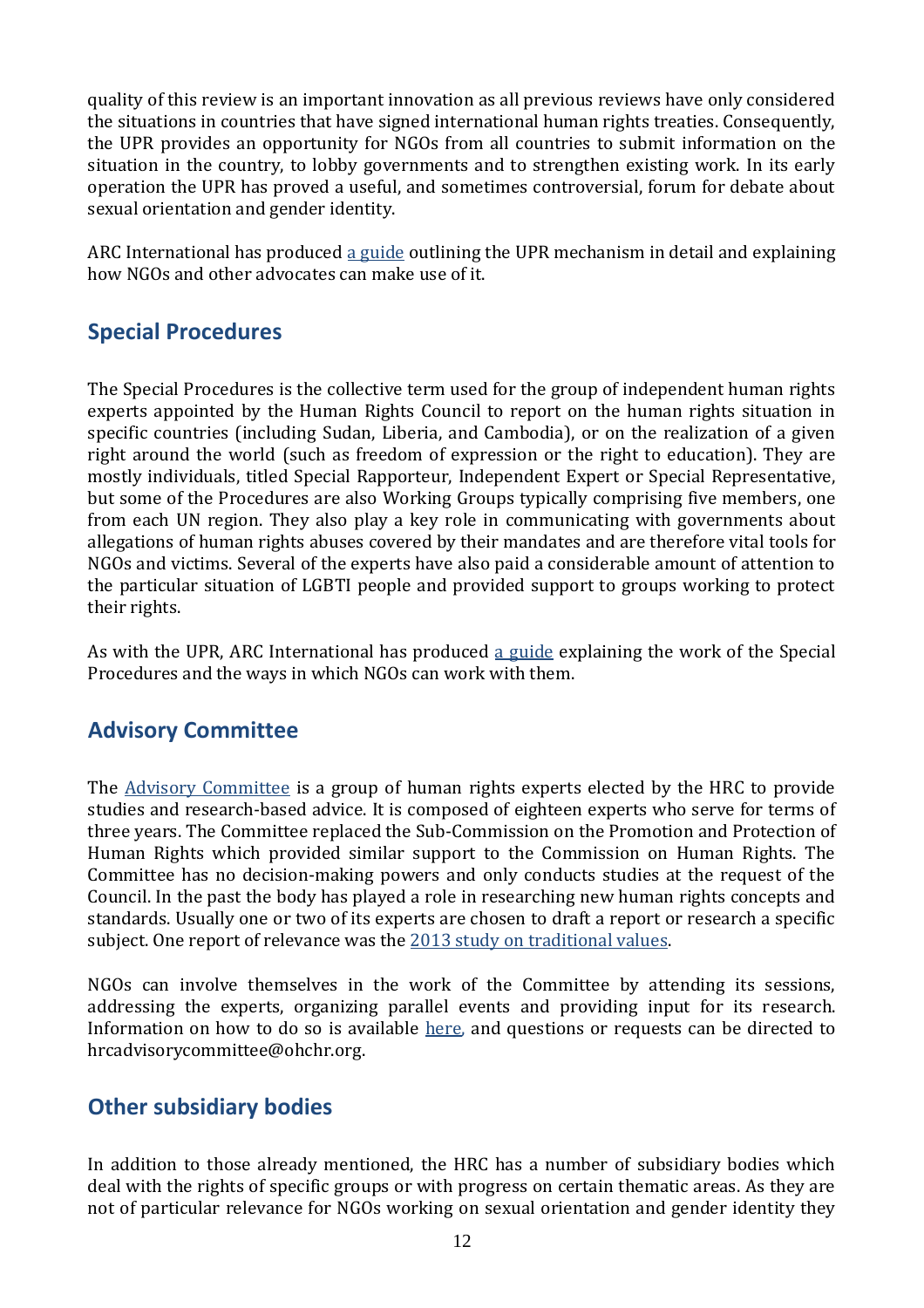quality of this review is an important innovation as all previous reviews have only considered the situations in countries that have signed international human rights treaties. Consequently, the UPR provides an opportunity for NGOs from all countries to submit information on the situation in the country, to lobby governments and to strengthen existing work. In its early operation the UPR has proved a useful, and sometimes controversial, forum for debate about sexual orientation and gender identity.

ARC International has produced a guide outlining the UPR mechanism in detail and explaining how NGOs and other advocates can make use of it.

## Special Procedures

The Special Procedures is the collective term used for the group of independent human rights experts appointed by the Human Rights Council to report on the human rights situation in specific countries (including Sudan, Liberia, and Cambodia), or on the realization of a given right around the world (such as freedom of expression or the right to education). They are mostly individuals, titled Special Rapporteur, Independent Expert or Special Representative, but some of the Procedures are also Working Groups typically comprising five members, one from each UN region. They also play a key role in communicating with governments about allegations of human rights abuses covered by their mandates and are therefore vital tools for NGOs and victims. Several of the experts have also paid a considerable amount of attention to the particular situation of LGBTI people and provided support to groups working to protect their rights.

As with the UPR, ARC International has produced a guide explaining the work of the Special Procedures and the ways in which NGOs can work with them.

## Advisory Committee

The Advisory Committee is a group of human rights experts elected by the HRC to provide studies and research-based advice. It is composed of eighteen experts who serve for terms of three years. The Committee replaced the Sub-Commission on the Promotion and Protection of Human Rights which provided similar support to the Commission on Human Rights. The Committee has no decision-making powers and only conducts studies at the request of the Council. In the past the body has played a role in researching new human rights concepts and standards. Usually one or two of its experts are chosen to draft a report or research a specific subject. One report of relevance was the 2013 study on traditional values.

NGOs can involve themselves in the work of the Committee by attending its sessions, addressing the experts, organizing parallel events and providing input for its research. Information on how to do so is available here, and questions or requests can be directed to hrcadvisorycommittee@ohchr.org.

## Other subsidiary bodies

In addition to those already mentioned, the HRC has a number of subsidiary bodies which deal with the rights of specific groups or with progress on certain thematic areas. As they are not of particular relevance for NGOs working on sexual orientation and gender identity they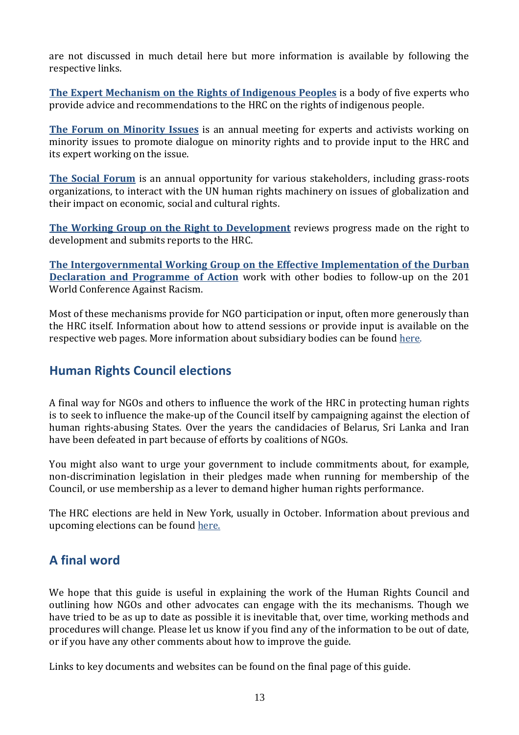are not discussed in much detail here but more information is available by following the respective links.

**The Expert Mechanism on the Rights of Indigenous Peoples** is a body of five experts who provide advice and recommendations to the HRC on the rights of indigenous people.

**The Forum on Minority Issues** is an annual meeting for experts and activists working on minority issues to promote dialogue on minority rights and to provide input to the HRC and its expert working on the issue.

**The Social Forum** is an annual opportunity for various stakeholders, including grass-roots organizations, to interact with the UN human rights machinery on issues of globalization and their impact on economic, social and cultural rights.

**The Working Group on the Right to Development** reviews progress made on the right to development and submits reports to the HRC.

**The Intergovernmental Working Group on the Effective Implementation of the Durban Declaration and Programme of Action** work with other bodies to follow-up on the 201 World Conference Against Racism.

Most of these mechanisms provide for NGO participation or input, often more generously than the HRC itself. Information about how to attend sessions or provide input is available on the respective web pages. More information about subsidiary bodies can be found here.

## Human Rights Council elections

A final way for NGOs and others to influence the work of the HRC in protecting human rights is to seek to influence the make-up of the Council itself by campaigning against the election of human rights-abusing States. Over the years the candidacies of Belarus, Sri Lanka and Iran have been defeated in part because of efforts by coalitions of NGOs.

You might also want to urge your government to include commitments about, for example, non-discrimination legislation in their pledges made when running for membership of the Council, or use membership as a lever to demand higher human rights performance.

The HRC elections are held in New York, usually in October. Information about previous and upcoming elections can be found here.

## A final word

We hope that this guide is useful in explaining the work of the Human Rights Council and outlining how NGOs and other advocates can engage with the its mechanisms. Though we have tried to be as up to date as possible it is inevitable that, over time, working methods and procedures will change. Please let us know if you find any of the information to be out of date, or if you have any other comments about how to improve the guide.

Links to key documents and websites can be found on the final page of this guide.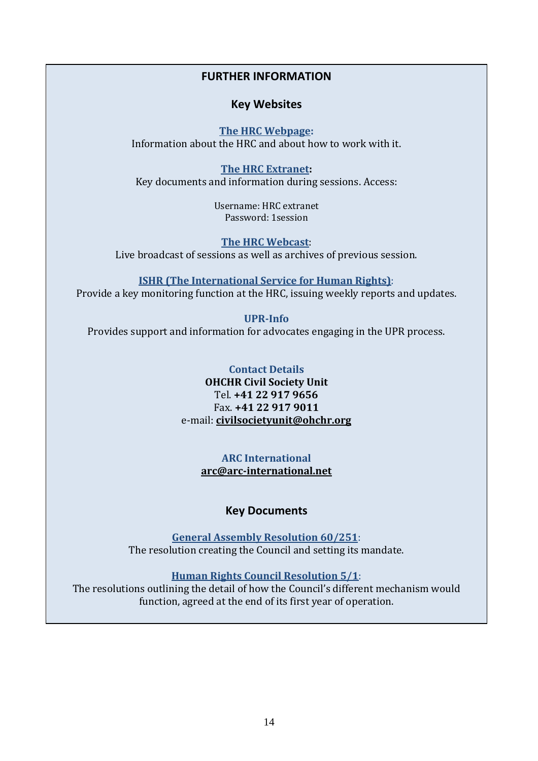## FURTHER INFORMATION

### Key Websites

**The HRC Webpage:**
Information about the HRC and about how to work with it.

**The HRC Extranet:**
Key documents and information during sessions. Access:

Username: HRC extranet
Password: 1session

**The HRC Webcast:**
Live broadcast of sessions as well as archives of previous session.

**ISHR (The International Service for Human Rights):**
Provide a key monitoring function at the HRC, issuing weekly reports and updates.

**UPR-Info**
Provides support and information for advocates engaging in the UPR process.

**Contact Details**
**OHCHR Civil Society Unit**
Tel. **+41 22 917 9656**
Fax. **+41 22 917 9011**
e-mail: **civilsocietyunit@ohchr.org**

**ARC International**
**arc@arc-international.net**

### Key Documents

**General Assembly Resolution 60/251:**
The resolution creating the Council and setting its mandate.

**Human Rights Council Resolution 5/1:**
The resolutions outlining the detail of how the Council's different mechanism would function, agreed at the end of its first year of operation.